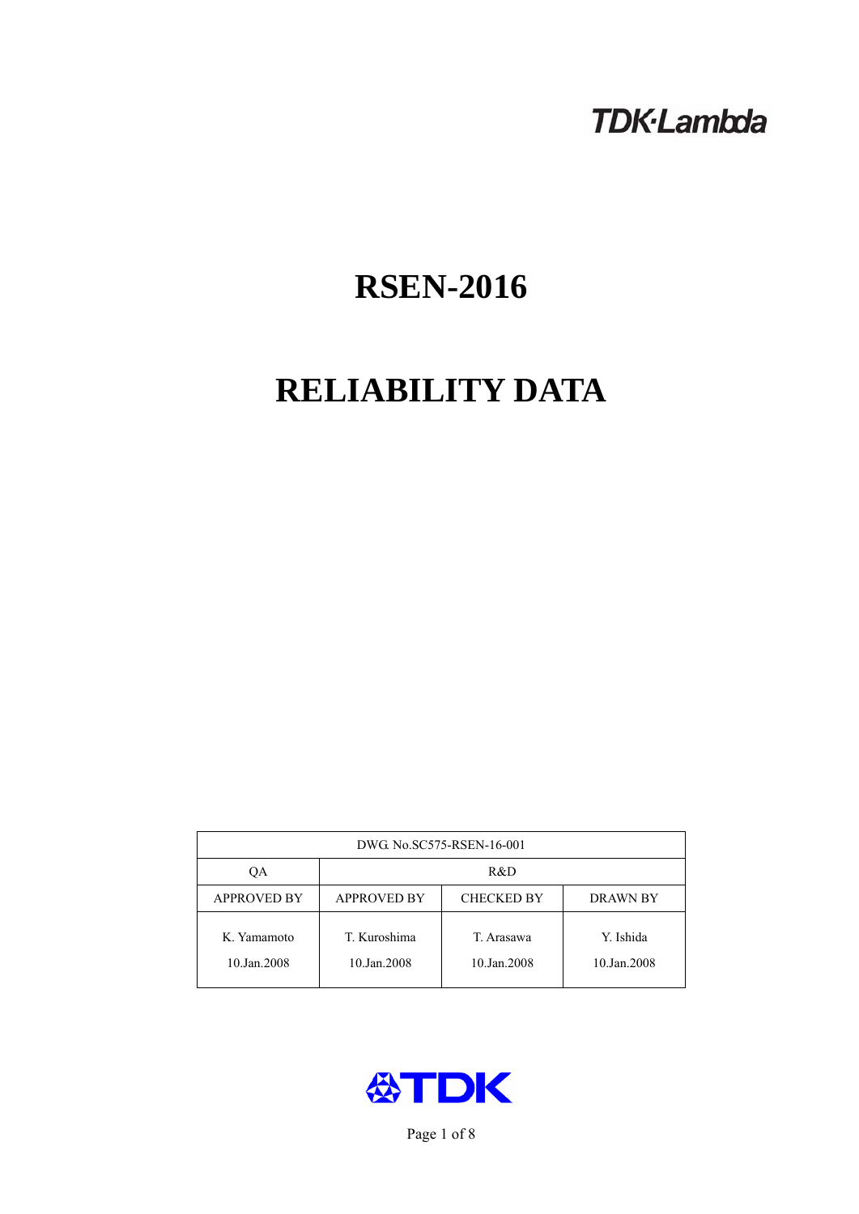TDK·Lambda

# RSEN-2016

# RELIABILITY DATA

| DWG. No.SC575-RSEN-16-001 | | | |
|---|---|---|---|
| QA | R&D | | |
| APPROVED BY | APPROVED BY | CHECKED BY | DRAWN BY |
| K. Yamamoto<br>10.Jan.2008 | T. Kuroshima<br>10.Jan.2008 | T. Arasawa<br>10.Jan.2008 | Y. Ishida<br>10.Jan.2008 |

TDK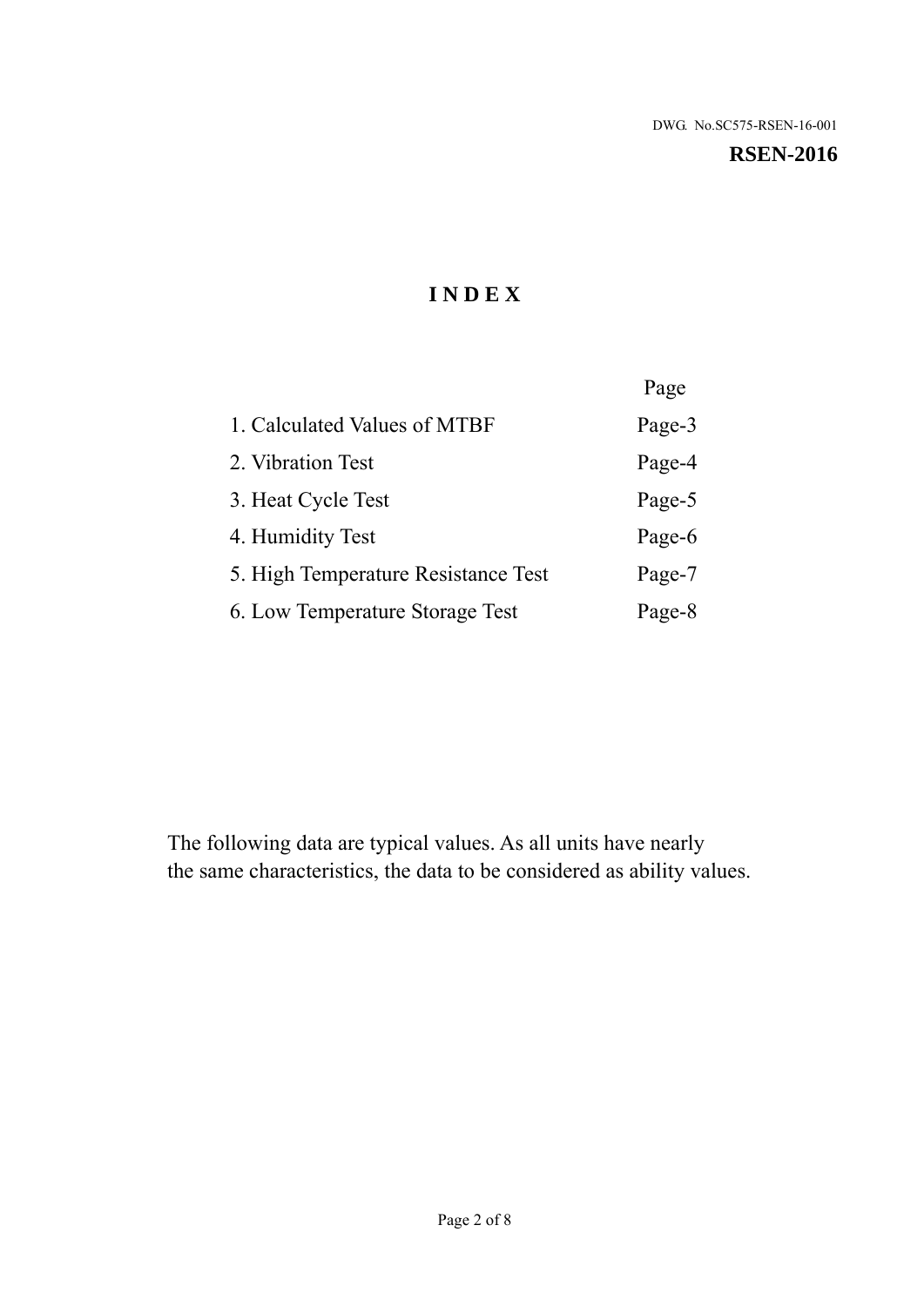DWG. No.SC575-RSEN-16-001

**RSEN-2016**

# I N D E X

| | Page |
|---|---|
| 1. Calculated Values of MTBF | Page-3 |
| 2. Vibration Test | Page-4 |
| 3. Heat Cycle Test | Page-5 |
| 4. Humidity Test | Page-6 |
| 5. High Temperature Resistance Test | Page-7 |
| 6. Low Temperature Storage Test | Page-8 |

The following data are typical values. As all units have nearly the same characteristics, the data to be considered as ability values.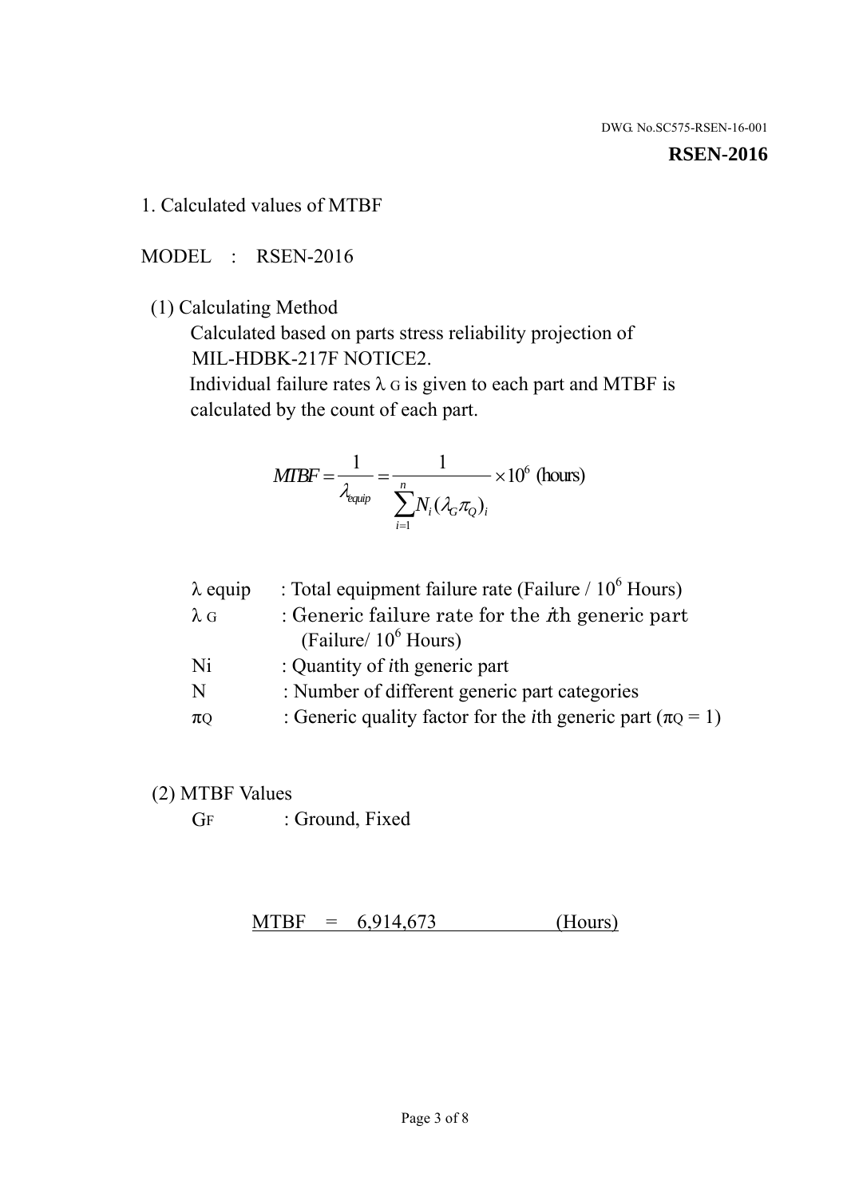DWG. No.SC575-RSEN-16-001

**RSEN-2016**

1. Calculated values of MTBF

MODEL : RSEN-2016

(1) Calculating Method

Calculated based on parts stress reliability projection of MIL-HDBK-217F NOTICE2.

Individual failure rates $\lambda_G$ is given to each part and MTBF is calculated by the count of each part.

$$MTBF = \frac{1}{\lambda_{equip}} = \frac{1}{\sum_{i=1}^{n} N_i (\lambda_G \pi_Q)_i} \times 10^6 \text{ (hours)}$$

| | |
|---|---|
| $\lambda$ equip | : Total equipment failure rate (Failure / $10^6$ Hours) |
| $\lambda_G$ | : Generic failure rate for the $i$th generic part (Failure/ $10^6$ Hours) |
| Ni | : Quantity of $i$th generic part |
| N | : Number of different generic part categories |
| $\pi_Q$ | : Generic quality factor for the $i$th generic part ($\pi_Q = 1$) |

(2) MTBF Values

$G_F$ : Ground, Fixed

MTBF = 6,914,673 (Hours)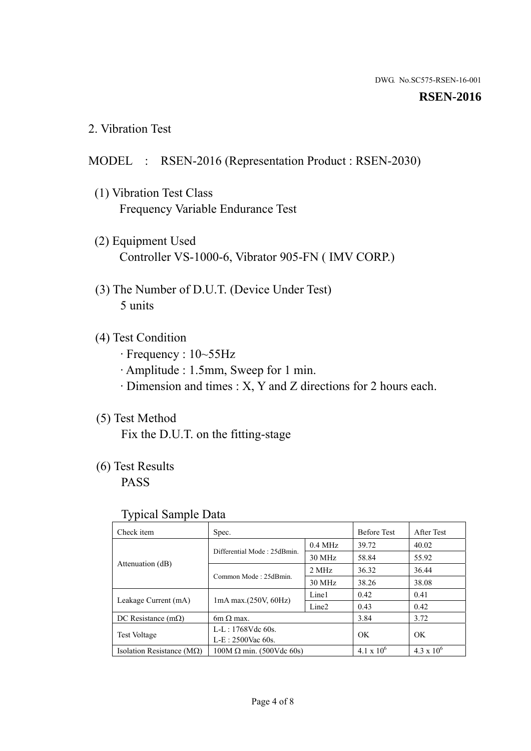DWG. No.SC575-RSEN-16-001

**RSEN-2016**

## 2. Vibration Test

MODEL : RSEN-2016 (Representation Product : RSEN-2030)

(1) Vibration Test Class
Frequency Variable Endurance Test

(2) Equipment Used
Controller VS-1000-6, Vibrator 905-FN ( IMV CORP.)

(3) The Number of D.U.T. (Device Under Test)
5 units

(4) Test Condition
· Frequency : 10~55Hz
· Amplitude : 1.5mm, Sweep for 1 min.
· Dimension and times : X, Y and Z directions for 2 hours each.

(5) Test Method
Fix the D.U.T. on the fitting-stage

(6) Test Results
PASS

Typical Sample Data

| Check item | Spec. | | Before Test | After Test |
|---|---|---|---|---|
| Attenuation (dB) | Differential Mode : 25dBmin. | 0.4 MHz | 39.72 | 40.02 |
| | | 30 MHz | 58.84 | 55.92 |
| | Common Mode : 25dBmin. | 2 MHz | 36.32 | 36.44 |
| | | 30 MHz | 38.26 | 38.08 |
| Leakage Current (mA) | 1mA max.(250V, 60Hz) | Line1 | 0.42 | 0.41 |
| | | Line2 | 0.43 | 0.42 |
| DC Resistance (mΩ) | 6m Ω max. | | 3.84 | 3.72 |
| Test Voltage | L-L : 1768Vdc 60s.<br>L-E : 2500Vac 60s. | | OK | OK |
| Isolation Resistance (MΩ) | 100M Ω min. (500Vdc 60s) | | $4.1 \times 10^6$ | $4.3 \times 10^6$ |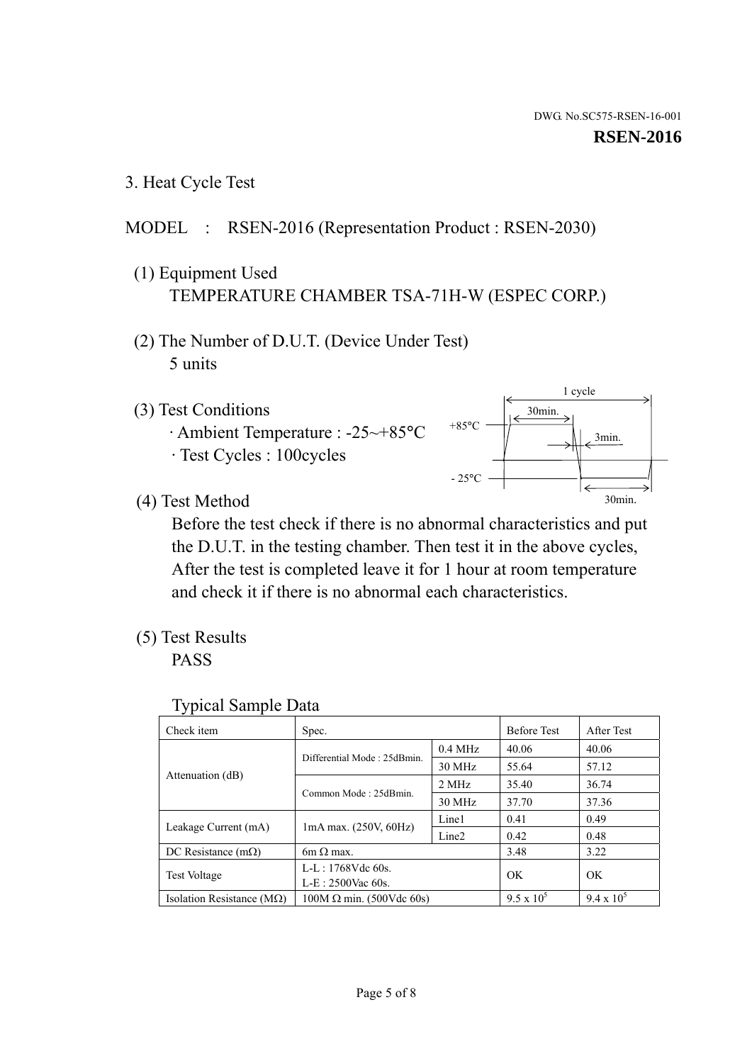DWG. No.SC575-RSEN-16-001

**RSEN-2016**

## 3. Heat Cycle Test

MODEL : RSEN-2016 (Representation Product : RSEN-2030)

(1) Equipment Used

TEMPERATURE CHAMBER TSA-71H-W (ESPEC CORP.)

(2) The Number of D.U.T. (Device Under Test)

5 units

(3) Test Conditions

· Ambient Temperature : -25~+85°C

· Test Cycles : 100cycles

1 cycle, +85°C 30min., 3min., -25°C 30min.

(4) Test Method

Before the test check if there is no abnormal characteristics and put the D.U.T. in the testing chamber. Then test it in the above cycles, After the test is completed leave it for 1 hour at room temperature and check it if there is no abnormal each characteristics.

(5) Test Results

PASS

Typical Sample Data

| Check item | Spec. | | Before Test | After Test |
|---|---|---|---|---|
| Attenuation (dB) | Differential Mode : 25dBmin. | 0.4 MHz | 40.06 | 40.06 |
| | | 30 MHz | 55.64 | 57.12 |
| | Common Mode : 25dBmin. | 2 MHz | 35.40 | 36.74 |
| | | 30 MHz | 37.70 | 37.36 |
| Leakage Current (mA) | 1mA max. (250V, 60Hz) | Line1 | 0.41 | 0.49 |
| | | Line2 | 0.42 | 0.48 |
| DC Resistance (mΩ) | 6m Ω max. | | 3.48 | 3.22 |
| Test Voltage | L-L : 1768Vdc 60s. L-E : 2500Vac 60s. | | OK | OK |
| Isolation Resistance (MΩ) | 100M Ω min. (500Vdc 60s) | | $9.5 \times 10^5$ | $9.4 \times 10^5$ |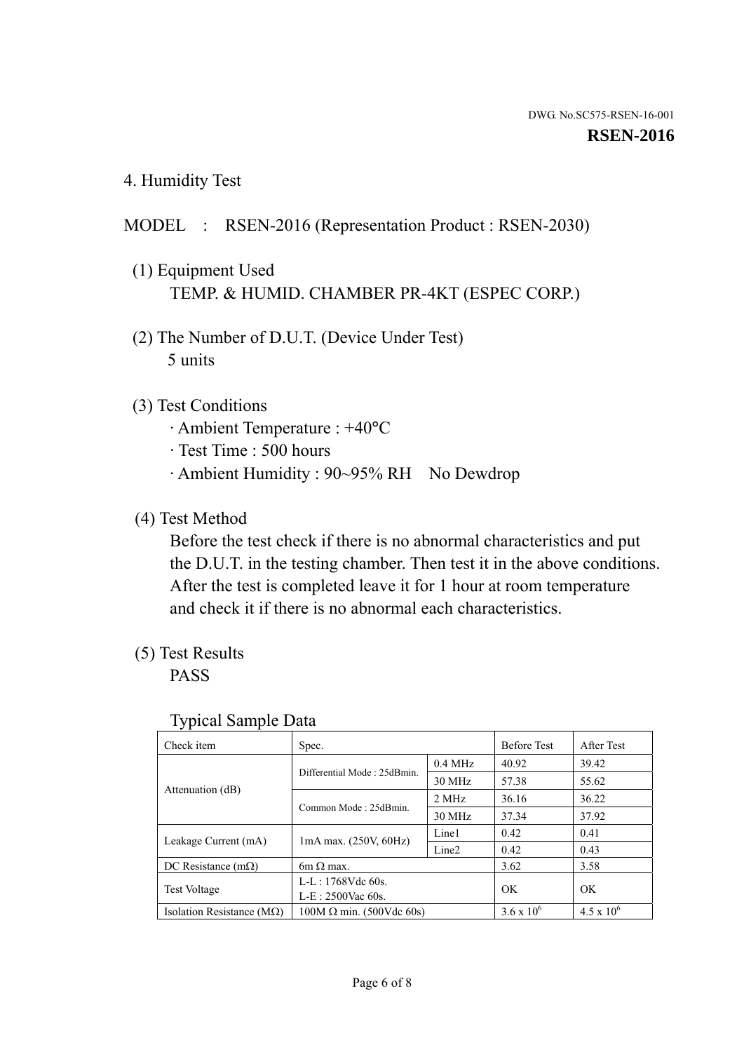DWG. No.SC575-RSEN-16-001

**RSEN-2016**

## 4. Humidity Test

MODEL : RSEN-2016 (Representation Product : RSEN-2030)

(1) Equipment Used
TEMP. & HUMID. CHAMBER PR-4KT (ESPEC CORP.)

(2) The Number of D.U.T. (Device Under Test)
5 units

(3) Test Conditions
· Ambient Temperature : +40°C
· Test Time : 500 hours
· Ambient Humidity : 90~95% RH No Dewdrop

(4) Test Method
Before the test check if there is no abnormal characteristics and put the D.U.T. in the testing chamber. Then test it in the above conditions. After the test is completed leave it for 1 hour at room temperature and check it if there is no abnormal each characteristics.

(5) Test Results
PASS

Typical Sample Data

| Check item | Spec. | | Before Test | After Test |
|---|---|---|---|---|
| Attenuation (dB) | Differential Mode : 25dBmin. | 0.4 MHz | 40.92 | 39.42 |
| | | 30 MHz | 57.38 | 55.62 |
| | Common Mode : 25dBmin. | 2 MHz | 36.16 | 36.22 |
| | | 30 MHz | 37.34 | 37.92 |
| Leakage Current (mA) | 1mA max. (250V, 60Hz) | Line1 | 0.42 | 0.41 |
| | | Line2 | 0.42 | 0.43 |
| DC Resistance (mΩ) | 6m Ω max. | | 3.62 | 3.58 |
| Test Voltage | L-L : 1768Vdc 60s.<br>L-E : 2500Vac 60s. | | OK | OK |
| Isolation Resistance (MΩ) | 100M Ω min. (500Vdc 60s) | | $3.6 \times 10^6$ | $4.5 \times 10^6$ |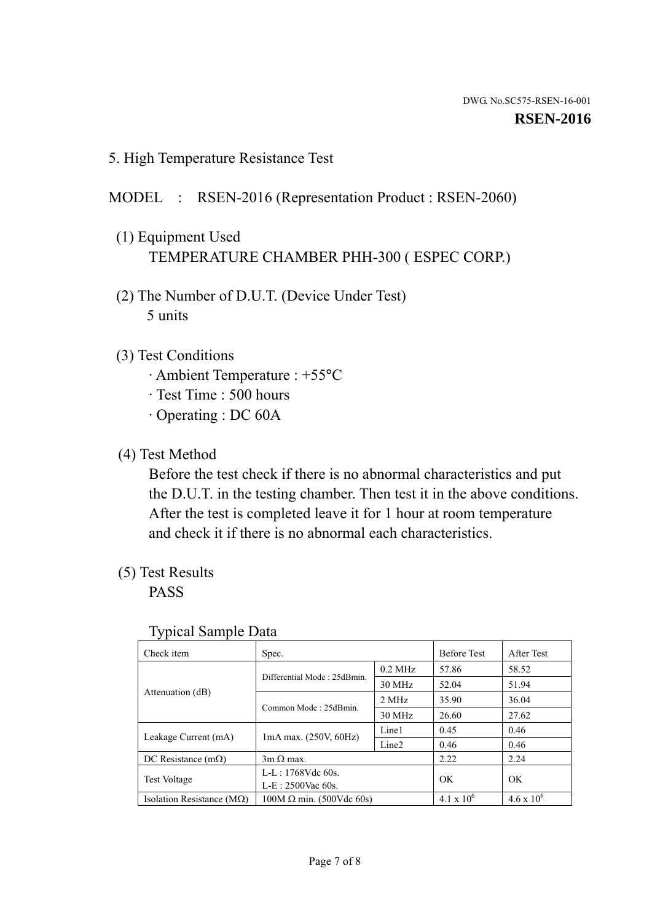DWG. No.SC575-RSEN-16-001

**RSEN-2016**

## 5. High Temperature Resistance Test

MODEL : RSEN-2016 (Representation Product : RSEN-2060)

(1) Equipment Used
TEMPERATURE CHAMBER PHH-300 ( ESPEC CORP.)

(2) The Number of D.U.T. (Device Under Test)
5 units

(3) Test Conditions
· Ambient Temperature : +55°C
· Test Time : 500 hours
· Operating : DC 60A

(4) Test Method
Before the test check if there is no abnormal characteristics and put the D.U.T. in the testing chamber. Then test it in the above conditions. After the test is completed leave it for 1 hour at room temperature and check it if there is no abnormal each characteristics.

(5) Test Results
PASS

Typical Sample Data

| Check item | Spec. | | Before Test | After Test |
|---|---|---|---|---|
| Attenuation (dB) | Differential Mode : 25dBmin. | 0.2 MHz | 57.86 | 58.52 |
| | | 30 MHz | 52.04 | 51.94 |
| | Common Mode : 25dBmin. | 2 MHz | 35.90 | 36.04 |
| | | 30 MHz | 26.60 | 27.62 |
| Leakage Current (mA) | 1mA max. (250V, 60Hz) | Line1 | 0.45 | 0.46 |
| | | Line2 | 0.46 | 0.46 |
| DC Resistance (mΩ) | 3m Ω max. | | 2.22 | 2.24 |
| Test Voltage | L-L : 1768Vdc 60s.<br>L-E : 2500Vac 60s. | | OK | OK |
| Isolation Resistance (MΩ) | 100M Ω min. (500Vdc 60s) | | $4.1 \times 10^6$ | $4.6 \times 10^6$ |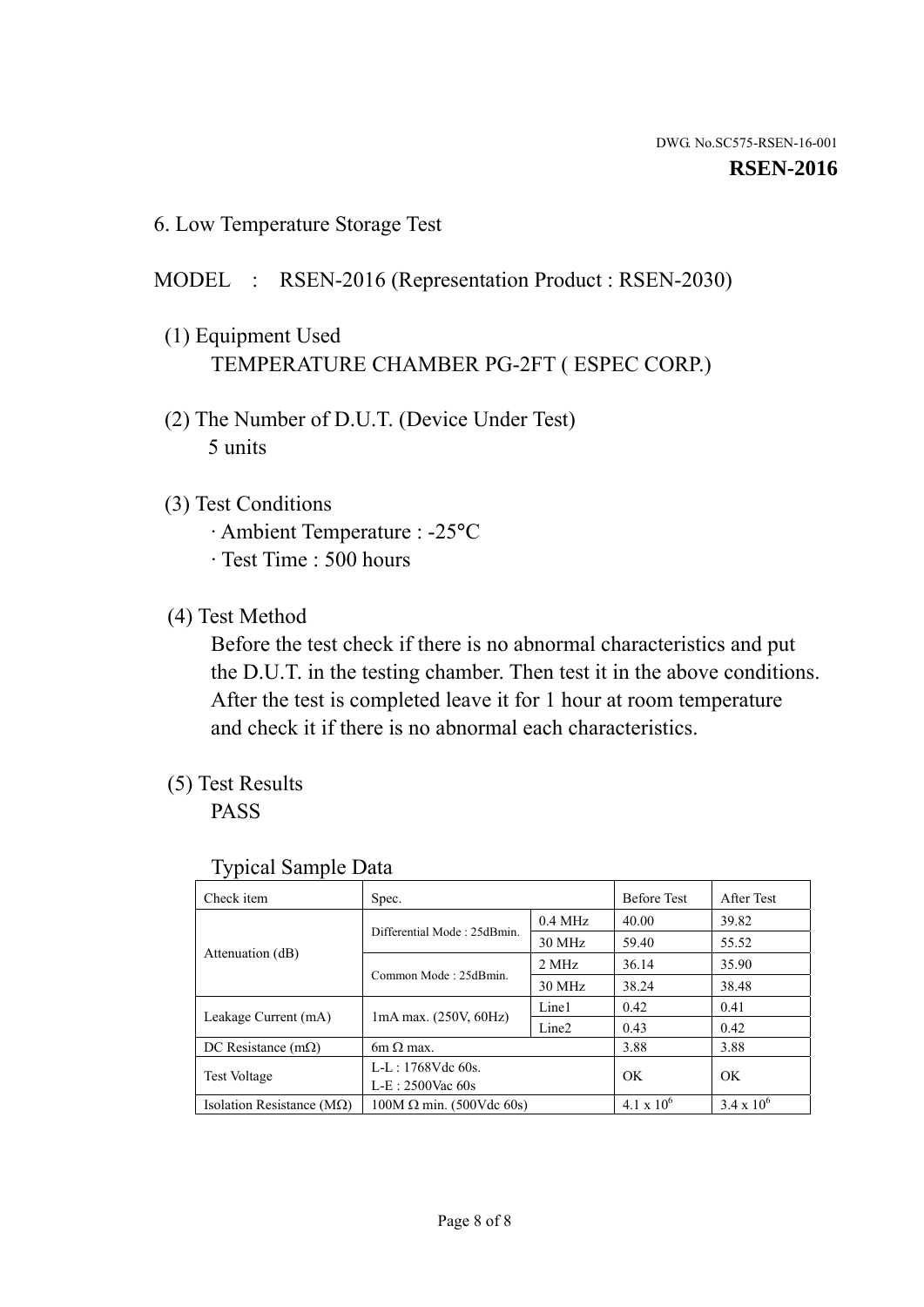DWG. No.SC575-RSEN-16-001

**RSEN-2016**

## 6. Low Temperature Storage Test

MODEL : RSEN-2016 (Representation Product : RSEN-2030)

(1) Equipment Used

TEMPERATURE CHAMBER PG-2FT ( ESPEC CORP.)

(2) The Number of D.U.T. (Device Under Test)

5 units

(3) Test Conditions

· Ambient Temperature : -25°C

· Test Time : 500 hours

(4) Test Method

Before the test check if there is no abnormal characteristics and put the D.U.T. in the testing chamber. Then test it in the above conditions. After the test is completed leave it for 1 hour at room temperature and check it if there is no abnormal each characteristics.

(5) Test Results

PASS

Typical Sample Data

| Check item | Spec. | | Before Test | After Test |
|---|---|---|---|---|
| Attenuation (dB) | Differential Mode : 25dBmin. | 0.4 MHz | 40.00 | 39.82 |
| | | 30 MHz | 59.40 | 55.52 |
| | Common Mode : 25dBmin. | 2 MHz | 36.14 | 35.90 |
| | | 30 MHz | 38.24 | 38.48 |
| Leakage Current (mA) | 1mA max. (250V, 60Hz) | Line1 | 0.42 | 0.41 |
| | | Line2 | 0.43 | 0.42 |
| DC Resistance (mΩ) | 6m Ω max. | | 3.88 | 3.88 |
| Test Voltage | L-L : 1768Vdc 60s.<br>L-E : 2500Vac 60s | | OK | OK |
| Isolation Resistance (MΩ) | 100M Ω min. (500Vdc 60s) | | $4.1 \times 10^6$ | $3.4 \times 10^6$ |